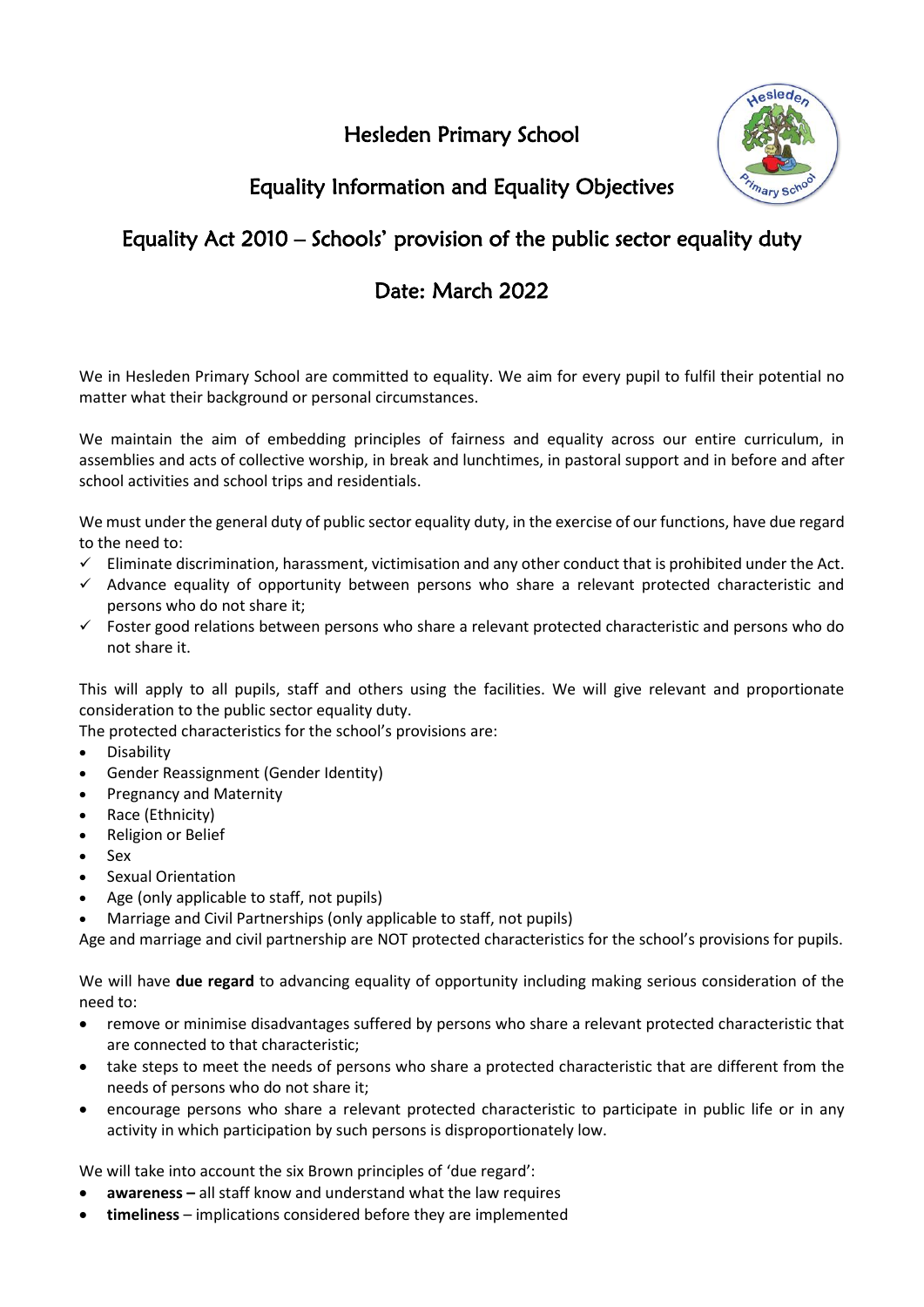# Hesleden Primary School

## Equality Information and Equality Objectives

## Equality Act 2010 – Schools' provision of the public sector equality duty

## Date: March 2022

We in Hesleden Primary School are committed to equality. We aim for every pupil to fulfil their potential no matter what their background or personal circumstances.

We maintain the aim of embedding principles of fairness and equality across our entire curriculum, in assemblies and acts of collective worship, in break and lunchtimes, in pastoral support and in before and after school activities and school trips and residentials.

We must under the general duty of public sector equality duty, in the exercise of our functions, have due regard to the need to:

- ✓ Eliminate discrimination, harassment, victimisation and any other conduct that is prohibited under the Act.
- ✓ Advance equality of opportunity between persons who share a relevant protected characteristic and persons who do not share it;
- ✓ Foster good relations between persons who share a relevant protected characteristic and persons who do not share it.

This will apply to all pupils, staff and others using the facilities. We will give relevant and proportionate consideration to the public sector equality duty.

The protected characteristics for the school's provisions are:

- Disability
- Gender Reassignment (Gender Identity)
- Pregnancy and Maternity
- Race (Ethnicity)
- Religion or Belief
- Sex
- Sexual Orientation
- Age (only applicable to staff, not pupils)
- Marriage and Civil Partnerships (only applicable to staff, not pupils)

Age and marriage and civil partnership are NOT protected characteristics for the school's provisions for pupils.

We will have **due regard** to advancing equality of opportunity including making serious consideration of the need to:

- remove or minimise disadvantages suffered by persons who share a relevant protected characteristic that are connected to that characteristic;
- take steps to meet the needs of persons who share a protected characteristic that are different from the needs of persons who do not share it;
- encourage persons who share a relevant protected characteristic to participate in public life or in any activity in which participation by such persons is disproportionately low.

We will take into account the six Brown principles of 'due regard':

- **awareness –** all staff know and understand what the law requires
- **timeliness** – implications considered before they are implemented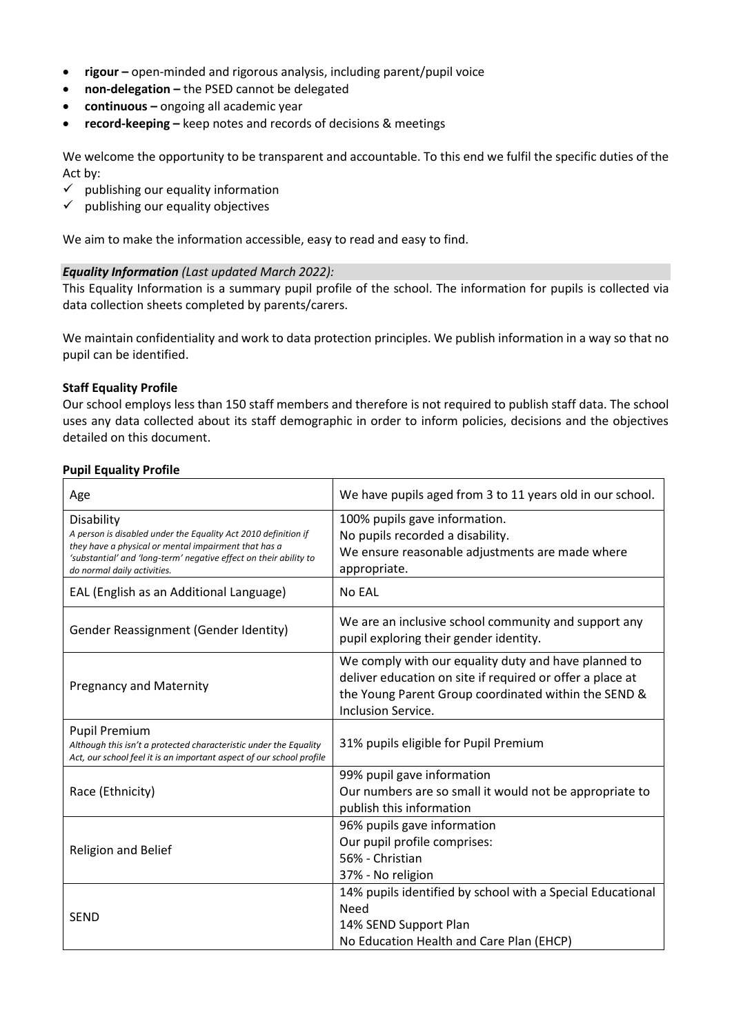- **rigour –** open-minded and rigorous analysis, including parent/pupil voice
- **non-delegation –** the PSED cannot be delegated
- **continuous –** ongoing all academic year
- **record-keeping –** keep notes and records of decisions & meetings

We welcome the opportunity to be transparent and accountable. To this end we fulfil the specific duties of the Act by:

- ✓ publishing our equality information
- ✓ publishing our equality objectives

We aim to make the information accessible, easy to read and easy to find.

***Equality Information*** *(Last updated March 2022):*

This Equality Information is a summary pupil profile of the school. The information for pupils is collected via data collection sheets completed by parents/carers.

We maintain confidentiality and work to data protection principles. We publish information in a way so that no pupil can be identified.

**Staff Equality Profile**

Our school employs less than 150 staff members and therefore is not required to publish staff data. The school uses any data collected about its staff demographic in order to inform policies, decisions and the objectives detailed on this document.

**Pupil Equality Profile**

| Age | We have pupils aged from 3 to 11 years old in our school. |
|---|---|
| Disability<br>*A person is disabled under the Equality Act 2010 definition if they have a physical or mental impairment that has a 'substantial' and 'long-term' negative effect on their ability to do normal daily activities.* | 100% pupils gave information.<br>No pupils recorded a disability.<br>We ensure reasonable adjustments are made where appropriate. |
| EAL (English as an Additional Language) | No EAL |
| Gender Reassignment (Gender Identity) | We are an inclusive school community and support any pupil exploring their gender identity. |
| Pregnancy and Maternity | We comply with our equality duty and have planned to deliver education on site if required or offer a place at the Young Parent Group coordinated within the SEND & Inclusion Service. |
| Pupil Premium<br>*Although this isn't a protected characteristic under the Equality Act, our school feel it is an important aspect of our school profile* | 31% pupils eligible for Pupil Premium |
| Race (Ethnicity) | 99% pupil gave information<br>Our numbers are so small it would not be appropriate to publish this information |
| Religion and Belief | 96% pupils gave information<br>Our pupil profile comprises:<br>56% - Christian<br>37% - No religion |
| SEND | 14% pupils identified by school with a Special Educational Need<br>14% SEND Support Plan<br>No Education Health and Care Plan (EHCP) |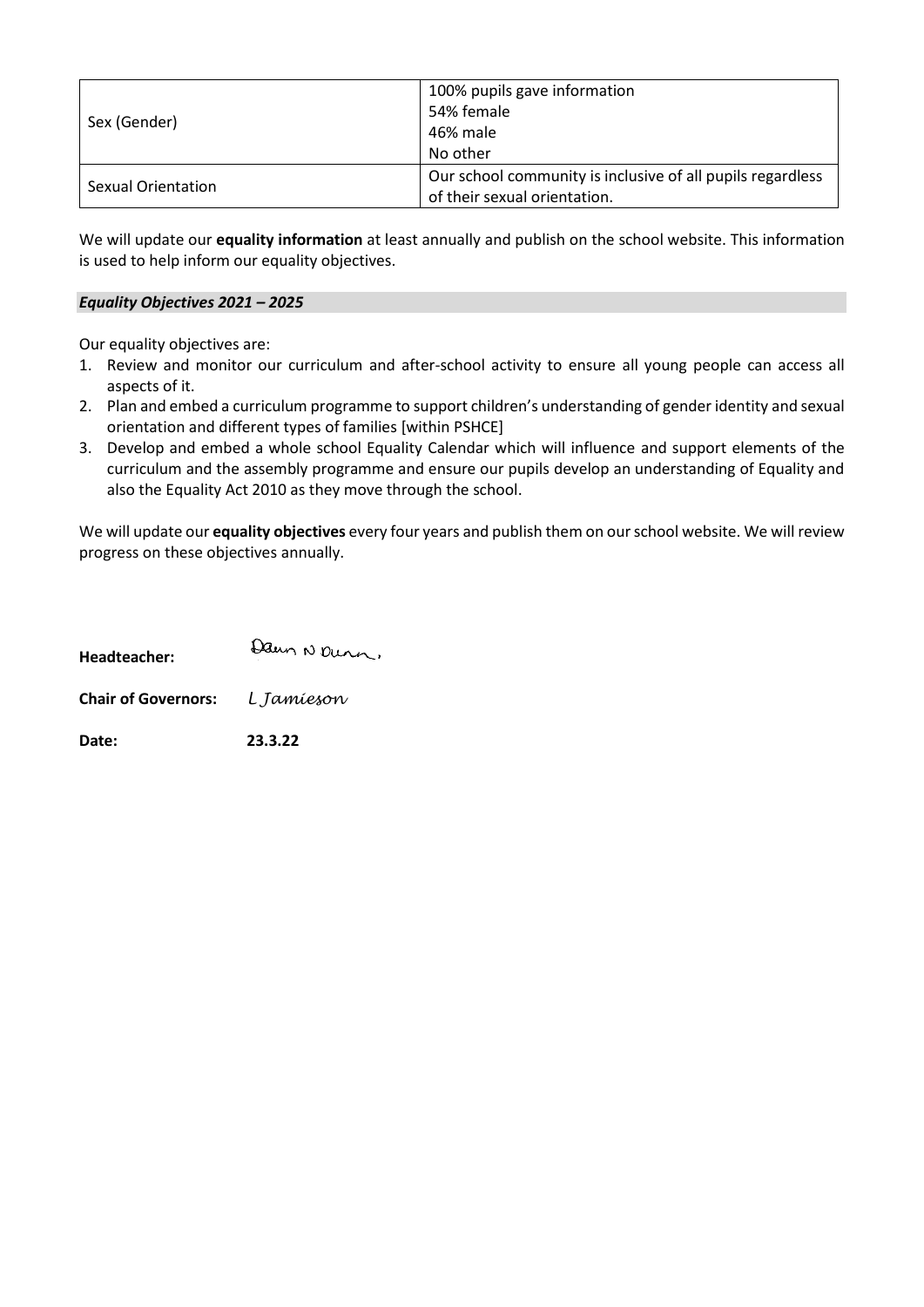| | |
|---|---|
| Sex (Gender) | 100% pupils gave information<br>54% female<br>46% male<br>No other |
| Sexual Orientation | Our school community is inclusive of all pupils regardless of their sexual orientation. |

We will update our **equality information** at least annually and publish on the school website. This information is used to help inform our equality objectives.

### *Equality Objectives 2021 – 2025*

Our equality objectives are:

1. Review and monitor our curriculum and after-school activity to ensure all young people can access all aspects of it.
2. Plan and embed a curriculum programme to support children's understanding of gender identity and sexual orientation and different types of families [within PSHCE]
3. Develop and embed a whole school Equality Calendar which will influence and support elements of the curriculum and the assembly programme and ensure our pupils develop an understanding of Equality and also the Equality Act 2010 as they move through the school.

We will update our **equality objectives** every four years and publish them on our school website. We will review progress on these objectives annually.

**Headteacher:** Dawn N Dunn.

**Chair of Governors:** *L Jamieson*

**Date:** **23.3.22**